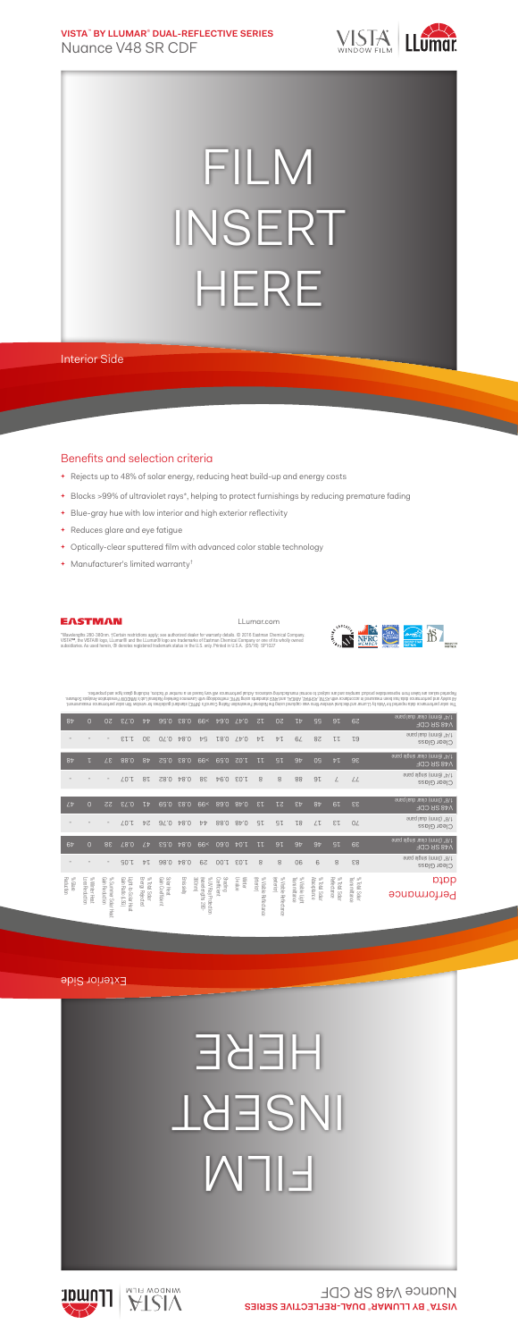**VISTA™ BY LLUMAR® DUAL-REFLECTIVE SERIES**
Nuance V48 SR CDF

# FILM INSERT HERE

Interior Side

## Benefits and selection criteria

- Rejects up to 48% of solar energy, reducing heat build-up and energy costs
- Blocks >99% of ultraviolet rays*, helping to protect furnishings by reducing premature fading
- Blue-gray hue with low interior and high exterior reflectivity
- Reduces glare and eye fatigue
- Optically-clear sputtered film with advanced color stable technology
- Manufacturer's limited warranty†

EASTMAN

LLumar.com

*Wavelengths 280-380nm. †Certain restrictions apply; see authorized dealer for warranty details. © 2018 Eastman Chemical Company. VISTA™, the VISTA® logo, LLumar® and the LLumar® logo are trademarks of Eastman Chemical Company or one of its wholly owned subsidiaries. As used herein, ® denotes registered trademark status in the U.S. only. Printed in U.S.A. (25/18) SP1527

## Performance data

| Performance data | % Total Solar Transmittance | % Total Solar Reflectance | % Total Solar Absorptance | % Visible Light Transmittance | % Visible Reflectance (exterior) | % Visible Reflectance (interior) | Winter U-Value | Shading Coefficient | % UV Rejection (wavelengths 280-380nm) | Emissivity | Solar Heat Gain Coefficient | % Total Solar Energy Rejected | Light-to-Solar Heat Gain Ratio (LSG) | % Summer Solar Heat Gain Reduction | % Winter Heat Loss Reduction | % Glare Reduction |
|---|---|---|---|---|---|---|---|---|---|---|---|---|---|---|---|---|
| Clear Glass 1/8" (3mm) single pane | 83 | 8 | 9 | 90 | 8 | 8 | 1.03 | 1.00 | 29 | 0.84 | 0.86 | 14 | 1.05 | - | - | - |
| V48 SR CDF 1/8" (3mm) single pane | 39 | 15 | 48 | 46 | 16 | 11 | 1.01 | 0.60 | >99 | 0.84 | 0.53 | 47 | 0.87 | 38 | 0 | 49 |
| Clear Glass 1/8" (3mm) dual pane | 70 | 13 | 17 | 81 | 15 | 15 | 0.48 | 0.88 | 44 | 0.84 | 0.76 | 24 | 1.07 | - | - | - |
| V48 SR CDF 1/8" (3mm) dual pane | 33 | 19 | 48 | 43 | 21 | 13 | 0.48 | 0.68 | >99 | 0.83 | 0.59 | 41 | 0.73 | 22 | 0 | 47 |
| Clear Glass 1/4" (6mm) single pane | 77 | 7 | 16 | 88 | 8 | 8 | 1.03 | 0.94 | 38 | 0.84 | 0.82 | 18 | 1.07 | - | - | - |
| V48 SR CDF 1/4" (6mm) single pane | 36 | 14 | 50 | 46 | 15 | 11 | 1.02 | 0.59 | >99 | 0.83 | 0.52 | 48 | 0.88 | 27 | 1 | 48 |
| Clear Glass 1/4" (6mm) dual pane | 63 | 11 | 28 | 79 | 14 | 14 | 0.47 | 0.81 | 54 | 0.84 | 0.70 | 30 | 1.13 | - | - | - |
| V48 SR CDF 1/4" (6mm) dual pane | 29 | 15 | 55 | 41 | 20 | 12 | 0.47 | 0.64 | >99 | 0.83 | 0.56 | 44 | 0.73 | 20 | 0 | 48 |

The solar performance data reported for Vista by LLumar and standard window films was captured using the National Fenestration Rating Council's (NFRC) standard guidelines for window film solar performance measurement. All data and performance data has been measured in accordance with ASTM, ASHRAE, AIMCRA, and NFRC standards using NFRC methodology with Lawrence Berkeley National Lab's WINDOW Fenestration Analysis Software. Reported values are taken from representative product samples and are subject to normal manufacturing variances. Actual performance will vary based on a number of factors, including glass type and properties.

Exterior Side

# FILM INSERT HERE

**VISTA™ BY LLUMAR® DUAL-REFLECTIVE SERIES**
Nuance V48 SR CDF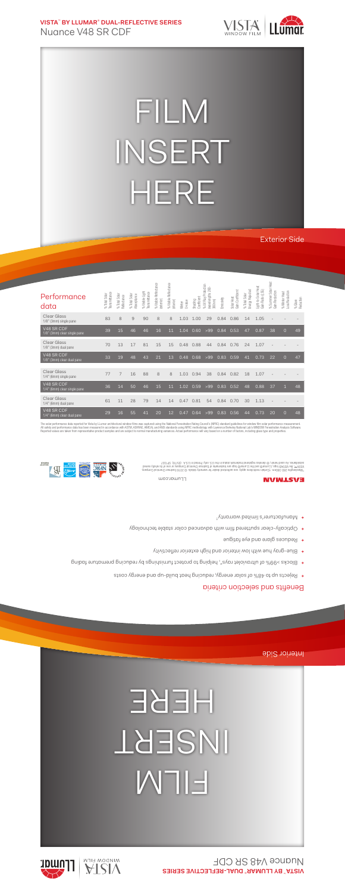VISTA™ BY LLUMAR® DUAL-REFLECTIVE SERIES

# Nuance V48 SR CDF

FILM INSERT HERE

Exterior Side

## Performance data

| | % Total Solar Transmittance | % Total Solar Reflectance | % Total Solar Absorbance | % Visible Light Transmittance | % Visible Reflectance (exterior) | % Visible Reflectance (interior) | Winter U-value | Shading Coefficient | % UV Ray Reduction (wavelengths 280-380nm) | Emissivity | Solar Heat Gain Coefficient | % Total Solar Energy Rejected | Light to Solar Heat Gain Ratio (LSG) | % Summer Solar Heat Gain Reduction | % Winter Heat Loss Reduction | % Glare Reduction |
|---|---|---|---|---|---|---|---|---|---|---|---|---|---|---|---|---|
| Clear Glass 1/8" (3mm) single pane | 83 | 8 | 9 | 90 | 8 | 8 | 1.03 | 1.00 | 29 | 0.84 | 0.86 | 14 | 1.05 | - | - | - |
| V48 SR CDF 1/8" (3mm) clear single pane | 39 | 15 | 46 | 46 | 16 | 11 | 1.04 | 0.60 | >99 | 0.84 | 0.53 | 47 | 0.87 | 38 | 0 | 49 |
| Clear Glass 1/8" (3mm) dual pane | 70 | 13 | 17 | 81 | 15 | 15 | 0.48 | 0.88 | 44 | 0.84 | 0.76 | 24 | 1.07 | - | - | - |
| V48 SR CDF 1/8" (3mm) clear dual pane | 33 | 19 | 48 | 43 | 21 | 13 | 0.48 | 0.68 | >99 | 0.83 | 0.59 | 41 | 0.73 | 22 | 0 | 47 |
| Clear Glass 1/4" (6mm) single pane | 77 | 7 | 16 | 88 | 8 | 8 | 1.03 | 0.94 | 38 | 0.84 | 0.82 | 18 | 1.07 | - | - | - |
| V48 SR CDF 1/4" (6mm) clear single pane | 36 | 14 | 50 | 46 | 15 | 11 | 1.02 | 0.59 | >99 | 0.83 | 0.52 | 48 | 0.88 | 37 | 1 | 48 |
| Clear Glass 1/4" (6mm) dual pane | 61 | 11 | 28 | 79 | 14 | 14 | 0.47 | 0.81 | 54 | 0.84 | 0.70 | 30 | 1.13 | - | - | - |
| V48 SR CDF 1/4" (6mm) clear dual pane | 29 | 16 | 55 | 41 | 20 | 12 | 0.47 | 0.64 | >99 | 0.83 | 0.56 | 44 | 0.73 | 20 | 0 | 48 |

The solar performance data reported for Vista by LLumar architectural window films was captured using the National Fenestration Rating Council's (NFRC) standard guidelines for window film solar performance measurement. All safety and performance data has been measured in accordance with ASTM, ASHRAE, ANSI, and ANSI standards using NFRC methodology with Lawrence Berkeley National Lab's WINDOW Fenestration Analysis Software. Reported values are taken from representative product samples and are subject to normal manufacturing variances. Actual performance will vary based on a number of factors, including glass type and properties.

EASTMAN

LLumar.com

*Wavelengths 280-380nm. †Certain restrictions apply, see authorized dealer for warranty details. ©2018 Eastman Chemical Company. VISTA™, the VISTA® logo, LLumar® and the LLumar® logo are trademarks of Eastman Chemical Company or one of its wholly owned subsidiaries. As used herein, ® denotes registered trademark status in the U.S. only. Printed in U.S.A. VIST107*

## Benefits and selection criteria

- Rejects up to 48% of solar energy, reducing heat build-up and energy costs
- Blocks >99% of ultraviolet rays*, helping to protect furnishings by reducing premature fading
- Blue-gray hue with low interior and high exterior reflectivity
- Reduces glare and eye fatigue
- Optically-clear sputtered film with advanced color stable technology
- Manufacturer's limited warranty†

Interior Side

FILM INSERT HERE

VISTA™ BY LLUMAR® DUAL-REFLECTIVE SERIES

Nuance V48 SR CDF